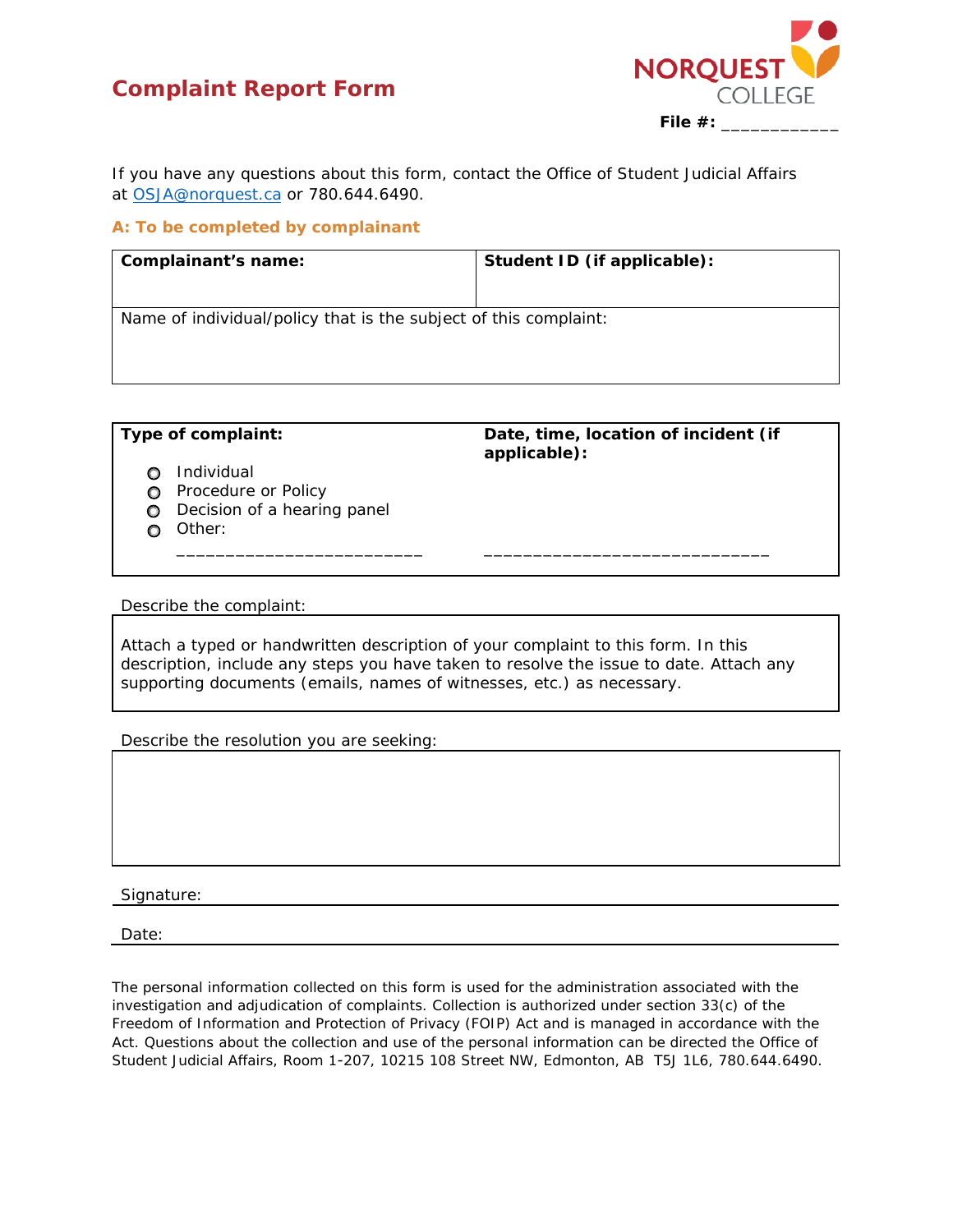# Complaint Report Form

NORQUEST COLLEGE

**File #:** ____________

If you have any questions about this form, contact the Office of Student Judicial Affairs at OSJA@norquest.ca or 780.644.6490.

### A: To be completed by complainant

| **Complainant's name:** | **Student ID (if applicable):** |
|---|---|
| Name of individual/policy that is the subject of this complaint: | |

| **Type of complaint:** | **Date, time, location of incident (if applicable):** |
|---|---|
| ○ Individual<br>○ Procedure or Policy<br>○ Decision of a hearing panel<br>○ Other: _________________________ | _____________________________ |

Describe the complaint:

Attach a typed or handwritten description of your complaint to this form. In this description, include any steps you have taken to resolve the issue to date. Attach any supporting documents (emails, names of witnesses, etc.) as necessary.

Describe the resolution you are seeking:

Signature: ______________________________

Date: ______________________________

The personal information collected on this form is used for the administration associated with the investigation and adjudication of complaints. Collection is authorized under section 33(c) of the Freedom of Information and Protection of Privacy (FOIP) Act and is managed in accordance with the Act. Questions about the collection and use of the personal information can be directed the Office of Student Judicial Affairs, Room 1-207, 10215 108 Street NW, Edmonton, AB T5J 1L6, 780.644.6490.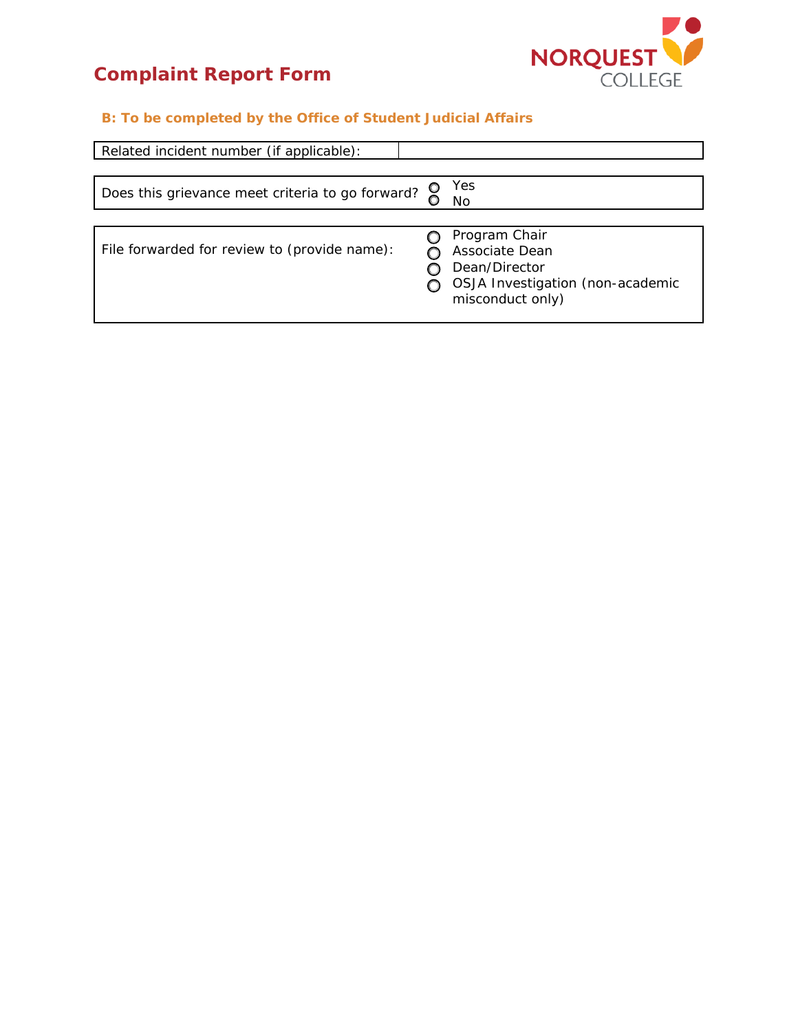## Complaint Report Form

### B: To be completed by the Office of Student Judicial Affairs

| | |
|---|---|
| Related incident number (if applicable): | |

| | |
|---|---|
| Does this grievance meet criteria to go forward? | ○ Yes<br>○ No |

| | |
|---|---|
| File forwarded for review to (provide name): | ○ Program Chair<br>○ Associate Dean<br>○ Dean/Director<br>○ OSJA Investigation (non-academic misconduct only) |